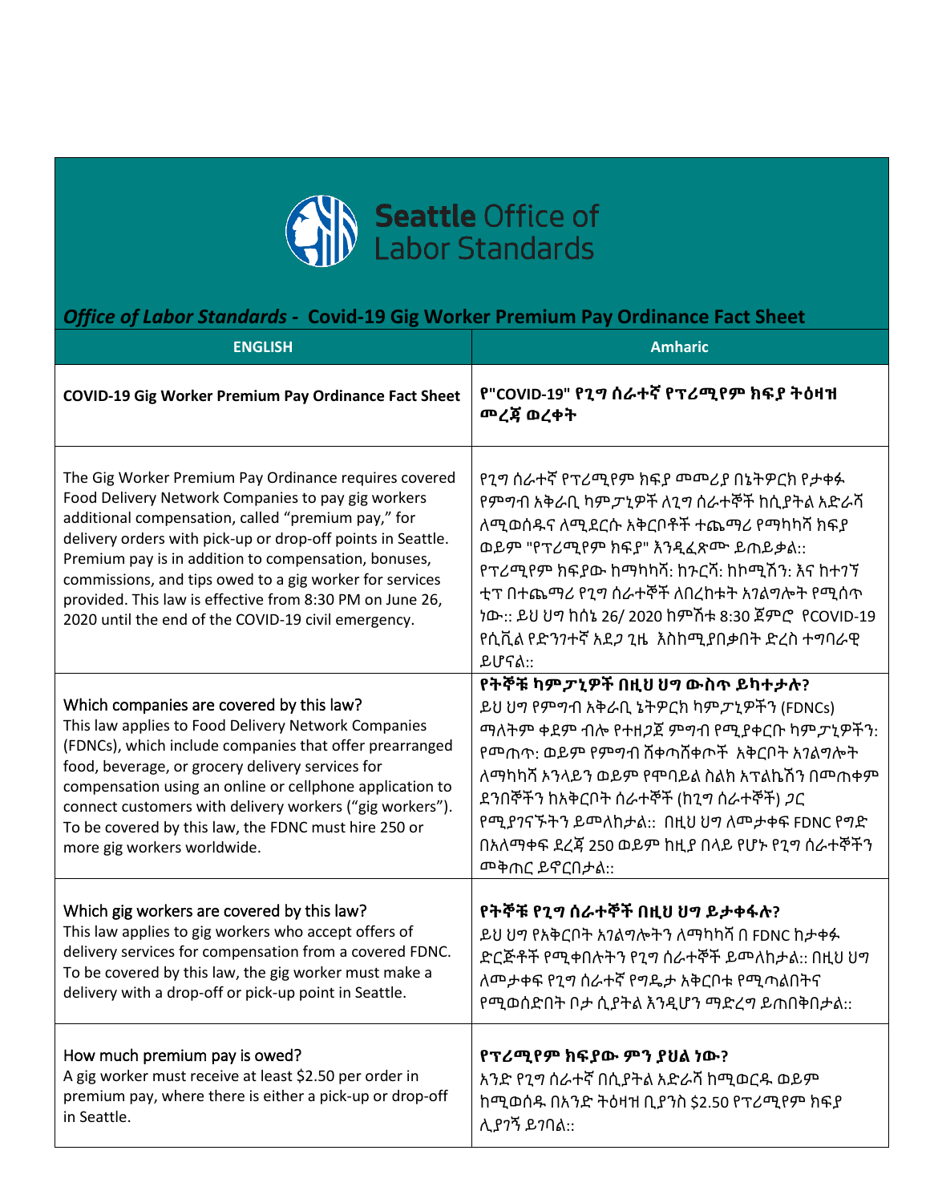Seattle Office of Labor Standards

## *Office of Labor Standards -* Covid-19 Gig Worker Premium Pay Ordinance Fact Sheet

| ENGLISH | Amharic |
|---|---|
| **COVID-19 Gig Worker Premium Pay Ordinance Fact Sheet** | **የ"COVID-19" የጊግ ሰራተኛ የፕሪሚየም ክፍያ ትዕዛዝ መረጃ ወረቀት** |
| The Gig Worker Premium Pay Ordinance requires covered Food Delivery Network Companies to pay gig workers additional compensation, called "premium pay," for delivery orders with pick-up or drop-off points in Seattle. Premium pay is in addition to compensation, bonuses, commissions, and tips owed to a gig worker for services provided. This law is effective from 8:30 PM on June 26, 2020 until the end of the COVID-19 civil emergency. | የጊግ ሰራተኛ የፕሪሚየም ክፍያ መመሪያ በኔትዎርክ የታቀፉ የምግብ አቅራቢ ካምፓኒዎች ለጊግ ሰራተኞች ከሲያትል አድራሻ ለሚወሰዱና ለሚደርሱ አቅርቦቶች ተጨማሪ የማካካሻ ክፍያ ወይም "የፕሪሚየም ክፍያ" እንዲፈጽሙ ይጠይቃል:: የፕሪሚየም ክፍያው ከማካካሻ: ከጉርሻ: ከኮሚሽን: እና ከተገኘ ቲፕ በተጨማሪ የጊግ ሰራተኞች ለበረከቱት አገልግሎት የሚሰጥ ነው:: ይህ ህግ ከሰኔ 26/ 2020 ከምሽቱ 8:30 ጀምሮ የCOVID-19 የሲቪል የድንገተኛ አደጋ ጊዜ እስከሚያበቃበት ድረስ ተግባራዊ ይሆናል:: |
| Which companies are covered by this law?<br>This law applies to Food Delivery Network Companies (FDNCs), which include companies that offer prearranged food, beverage, or grocery delivery services for compensation using an online or cellphone application to connect customers with delivery workers ("gig workers"). To be covered by this law, the FDNC must hire 250 or more gig workers worldwide. | **የትኞቹ ካምፓኒዎች በዚህ ህግ ውስጥ ይካተታሉ?**<br>ይህ ህግ የምግብ አቅራቢ ኔትዎርክ ካምፓኒዎችን (FDNCs) ማለትም ቀደም ብሎ የተዘጋጀ ምግብ የሚያቀርቡ ካምፓኒዎችን: የመጠጥ: ወይም የምግብ ሸቀጣሸቀጦች አቅርቦት አገልግሎት ለማካካሻ ኦንላይን ወይም የሞባይል ስልክ አፕልኬሽን በመጠቀም ደንበኞችን ከአቅርቦት ሰራተኞች (ከጊግ ሰራተኞች) ጋር የሚያገናኙትን ይመለከታል:: በዚህ ህግ ለመታቀፍ FDNC የግድ በአለማቀፍ ደረጃ 250 ወይም ከዚያ በላይ የሆኑ የጊግ ሰራተኞችን መቅጠር ይኖርበታል:: |
| Which gig workers are covered by this law?<br>This law applies to gig workers who accept offers of delivery services for compensation from a covered FDNC. To be covered by this law, the gig worker must make a delivery with a drop-off or pick-up point in Seattle. | **የትኞቹ የጊግ ሰራተኞች በዚህ ህግ ይታቀፋሉ?**<br>ይህ ህግ የአቅርቦት አገልግሎትን ለማካካሻ በ FDNC ከታቀፉ ድርጅቶች የሚቀበሉትን የጊግ ሰራተኞች ይመለከታል:: በዚህ ህግ ለመታቀፍ የጊግ ሰራተኛ የግዴታ አቅርቦቱ የሚጣልበትና የሚወሰድበት ቦታ ሲያትል እንዲሆን ማድረግ ይጠበቅበታል:: |
| How much premium pay is owed?<br>A gig worker must receive at least $2.50 per order in premium pay, where there is either a pick-up or drop-off in Seattle. | **የፕሪሚየም ክፍያው ምን ያህል ነው?**<br>አንድ የጊግ ሰራተኛ በሲያትል አድራሻ ከሚወርዱ ወይም ከሚወሰዱ በአንድ ትዕዛዝ ቢያንስ $2.50 የፕሪሚየም ክፍያ ሊያገኝ ይገባል:: |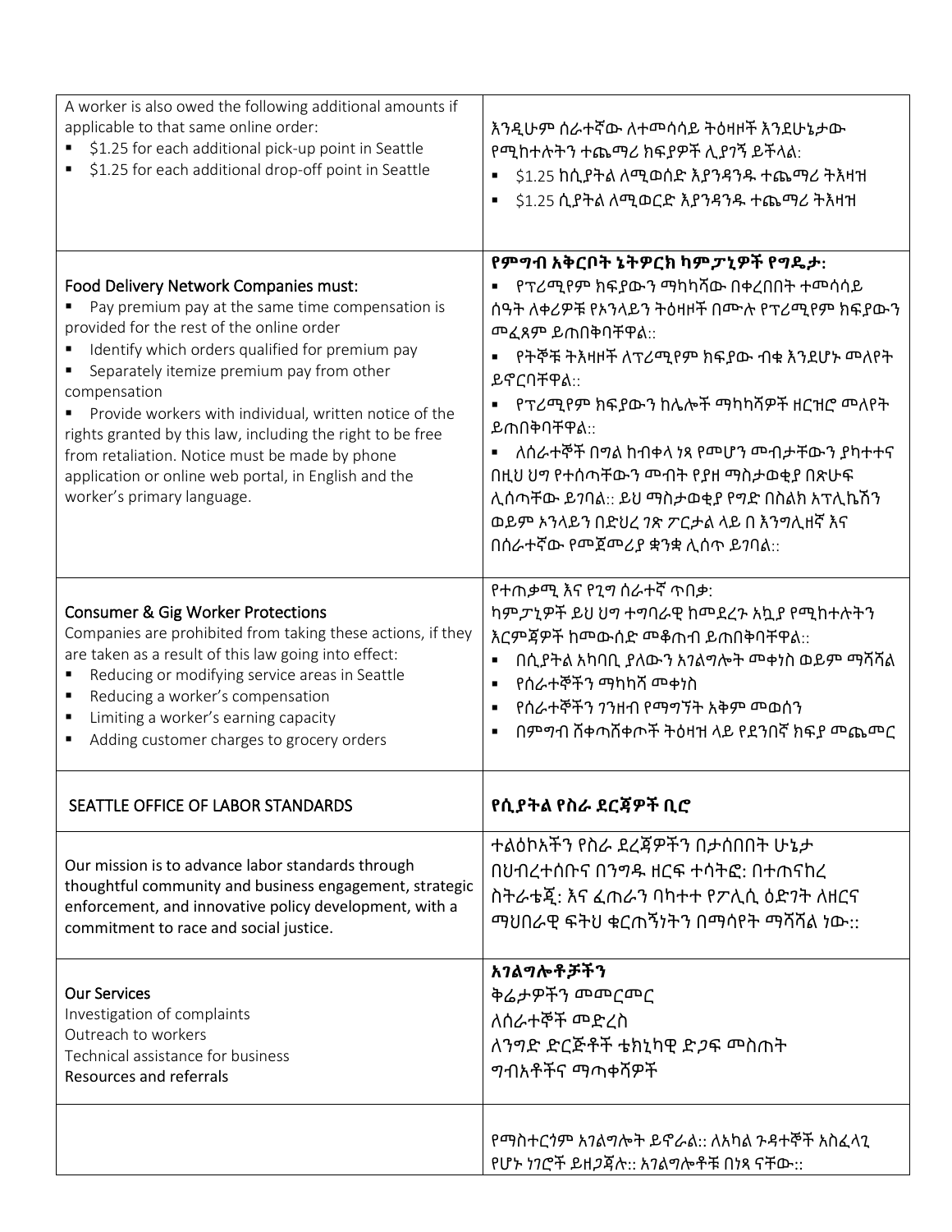| | |
|---|---|
| A worker is also owed the following additional amounts if applicable to that same online order:<br>▪ $1.25 for each additional pick-up point in Seattle<br>▪ $1.25 for each additional drop-off point in Seattle | እንዲሁም ሰራተኛው ለተመሳሳይ ትዕዛዞች እንደሁኔታው የሚከተሉትን ተጨማሪ ክፍያዎች ሊያገኝ ይችላል:<br>▪ $1.25 ከሲያትል ለሚወሰድ እያንዳንዱ ተጨማሪ ትእዛዝ<br>▪ $1.25 ሲያትል ለሚወርድ እያንዳንዱ ተጨማሪ ትእዛዝ |
| **Food Delivery Network Companies must:**<br>▪ Pay premium pay at the same time compensation is provided for the rest of the online order<br>▪ Identify which orders qualified for premium pay<br>▪ Separately itemize premium pay from other compensation<br>▪ Provide workers with individual, written notice of the rights granted by this law, including the right to be free from retaliation. Notice must be made by phone application or online web portal, in English and the worker's primary language. | **የምግብ አቅርቦት ኔትዎርክ ካምፓኒዎች የግዴታ:**<br>▪ የፕሪሚየም ክፍያውን ማካካሻው በቀረበበት ተመሳሳይ ሰዓት ለቀሪዎቹ የኦንላይን ትዕዛዞች በሙሉ የፕሪሚየም ክፍያውን መፈጸም ይጠበቅባቸዋል::<br>▪ የትኞቹ ትእዛዞች ለፕሪሚየም ክፍያው ብቁ እንደሆኑ መለየት ይኖርባቸዋል::<br>▪ የፕሪሚየም ክፍያውን ከሌሎች ማካካሻዎች ዘርዝሮ መለየት ይጠበቅባቸዋል::<br>▪ ለሰራተኞች በግል ከብቀላ ነጻ የመሆን መብታቸውን ያካተተና በዚህ ህግ የተሰጣቸውን መብት የያዘ ማስታወቂያ በጽሁፍ ሊሰጣቸው ይገባል:: ይህ ማስታወቂያ የግድ በስልክ አፕሊኬሽን ወይም ኦንላይን በድህረ ገጽ ፖርታል ላይ በ እንግሊዘኛ እና በሰራተኛው የመጀመሪያ ቋንቋ ሊሰጥ ይገባል:: |
| Consumer & Gig Worker Protections<br>Companies are prohibited from taking these actions, if they are taken as a result of this law going into effect:<br>▪ Reducing or modifying service areas in Seattle<br>▪ Reducing a worker's compensation<br>▪ Limiting a worker's earning capacity<br>▪ Adding customer charges to grocery orders | የተጠቃሚ እና የጊግ ሰራተኛ ጥበቃ:<br>ካምፓኒዎች ይህ ህግ ተግባራዊ ከመደረጉ አኳያ የሚከተሉትን እርምጃዎች ከመውሰድ መቆጠብ ይጠበቅባቸዋል::<br>▪ በሲያትል አካባቢ ያለውን አገልግሎት መቀነስ ወይም ማሻሻል<br>▪ የሰራተኞችን ማካካሻ መቀነስ<br>▪ የሰራተኞችን ገንዘብ የማግኘት አቅም መወሰን<br>▪ በምግብ ሸቀጣሸቀጦች ትዕዛዝ ላይ የደንበኛ ክፍያ መጨመር |
| SEATTLE OFFICE OF LABOR STANDARDS | **የሲያትል የስራ ደርጃዎች ቢሮ** |
| Our mission is to advance labor standards through thoughtful community and business engagement, strategic enforcement, and innovative policy development, with a commitment to race and social justice. | ተልዕኮአችን የስራ ደረጃዎችን በታሰበበት ሁኔታ በህብረተሰቡና በንግዱ ዘርፍ ተሳትፎ: በተጠናከረ ስትራቴጂ: እና ፈጠራን ባካተተ የፖሊሲ ዕድገት ለዘርና ማህበራዊ ፍትህ ቁርጠኝነትን በማሳየት ማሻሻል ነው:: |
| Our Services<br>Investigation of complaints<br>Outreach to workers<br>Technical assistance for business<br>Resources and referrals | **አገልግሎቶቻችን**<br>ቅሬታዎችን መመርመር<br>ለሰራተኞች መድረስ<br>ለንግድ ድርጅቶች ቴክኒካዊ ድጋፍ መስጠት<br>ግብአቶችና ማጣቀሻዎች |
| | የማስተርጎም አገልግሎት ይኖራል:: ለአካል ጉዳተኞች አስፈላጊ የሆኑ ነገሮች ይዘጋጃሉ:: አገልግሎቶቹ በነጻ ናቸው:: |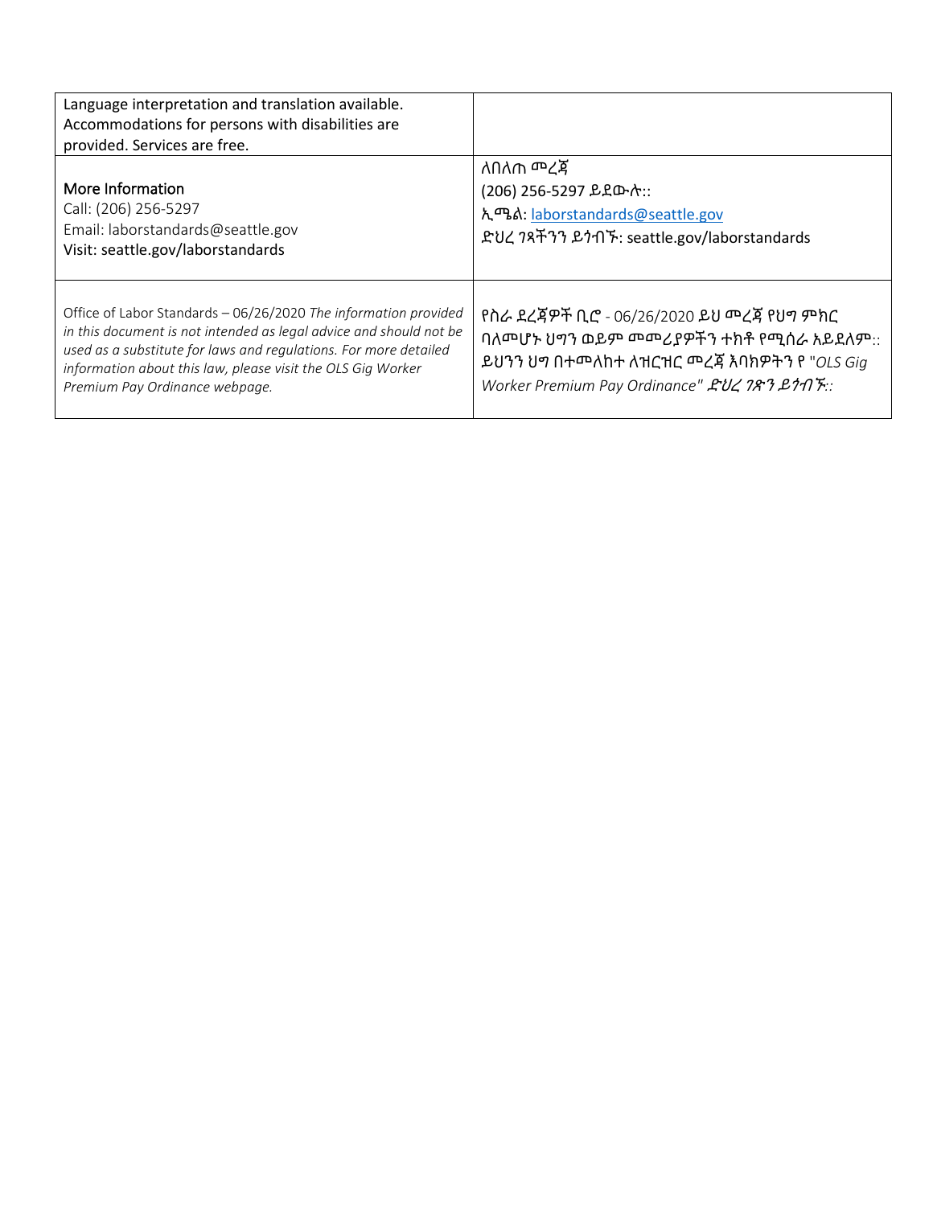| | |
|---|---|
| Language interpretation and translation available. Accommodations for persons with disabilities are provided. Services are free. | |
| More Information<br>Call: (206) 256-5297<br>Email: laborstandards@seattle.gov<br>Visit: seattle.gov/laborstandards | ለበለጠ መረጃ<br>(206) 256-5297 ይደውሉ::<br>ኢሜል: laborstandards@seattle.gov<br>ድህረ ገጻችንን ይጎብኙ: seattle.gov/laborstandards |
| Office of Labor Standards – 06/26/2020 *The information provided in this document is not intended as legal advice and should not be used as a substitute for laws and regulations. For more detailed information about this law, please visit the OLS Gig Worker Premium Pay Ordinance webpage.* | የስራ ደረጃዎች ቢሮ - 06/26/2020 ይህ መረጃ የህግ ምክር ባለመሆኑ ህግን ወይም መመሪያዎችን ተክቶ የሚሰራ አይደለም:: ይህንን ህግ በተመለከተ ለዝርዝር መረጃ እባክዎትን የ *"OLS Gig Worker Premium Pay Ordinance" ድህረ ገጽን ይጎብኙ::* |